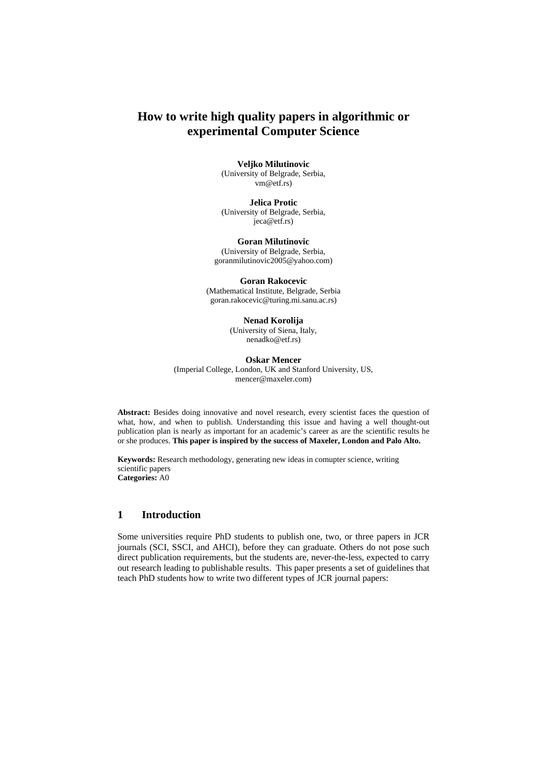# How to write high quality papers in algorithmic or experimental Computer Science

**Veljko Milutinovic**
(University of Belgrade, Serbia,
vm@etf.rs)

**Jelica Protic**
(University of Belgrade, Serbia,
jeca@etf.rs)

**Goran Milutinovic**
(University of Belgrade, Serbia,
goranmilutinovic2005@yahoo.com)

**Goran Rakocevic**
(Mathematical Institute, Belgrade, Serbia
goran.rakocevic@turing.mi.sanu.ac.rs)

**Nenad Korolija**
(University of Siena, Italy,
nenadko@etf.rs)

**Oskar Mencer**
(Imperial College, London, UK and Stanford University, US,
mencer@maxeler.com)

**Abstract:** Besides doing innovative and novel research, every scientist faces the question of what, how, and when to publish. Understanding this issue and having a well thought-out publication plan is nearly as important for an academic's career as are the scientific results he or she produces. **This paper is inspired by the success of Maxeler, London and Palo Alto.**

**Keywords:** Research methodology, generating new ideas in comupter science, writing scientific papers
**Categories:** A0

## 1 Introduction

Some universities require PhD students to publish one, two, or three papers in JCR journals (SCI, SSCI, and AHCI), before they can graduate. Others do not pose such direct publication requirements, but the students are, never-the-less, expected to carry out research leading to publishable results. This paper presents a set of guidelines that teach PhD students how to write two different types of JCR journal papers: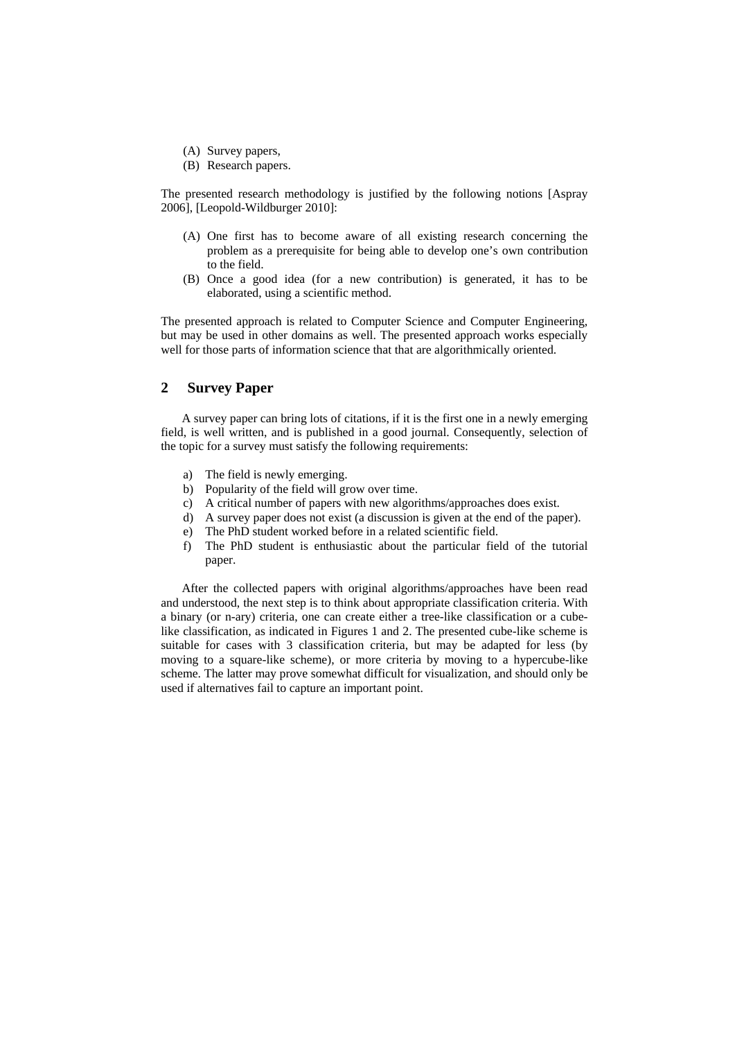(A) Survey papers,
(B) Research papers.

The presented research methodology is justified by the following notions [Aspray 2006], [Leopold-Wildburger 2010]:

(A) One first has to become aware of all existing research concerning the problem as a prerequisite for being able to develop one's own contribution to the field.
(B) Once a good idea (for a new contribution) is generated, it has to be elaborated, using a scientific method.

The presented approach is related to Computer Science and Computer Engineering, but may be used in other domains as well. The presented approach works especially well for those parts of information science that that are algorithmically oriented.

## 2 Survey Paper

A survey paper can bring lots of citations, if it is the first one in a newly emerging field, is well written, and is published in a good journal. Consequently, selection of the topic for a survey must satisfy the following requirements:

a) The field is newly emerging.
b) Popularity of the field will grow over time.
c) A critical number of papers with new algorithms/approaches does exist.
d) A survey paper does not exist (a discussion is given at the end of the paper).
e) The PhD student worked before in a related scientific field.
f) The PhD student is enthusiastic about the particular field of the tutorial paper.

After the collected papers with original algorithms/approaches have been read and understood, the next step is to think about appropriate classification criteria. With a binary (or n-ary) criteria, one can create either a tree-like classification or a cube-like classification, as indicated in Figures 1 and 2. The presented cube-like scheme is suitable for cases with 3 classification criteria, but may be adapted for less (by moving to a square-like scheme), or more criteria by moving to a hypercube-like scheme. The latter may prove somewhat difficult for visualization, and should only be used if alternatives fail to capture an important point.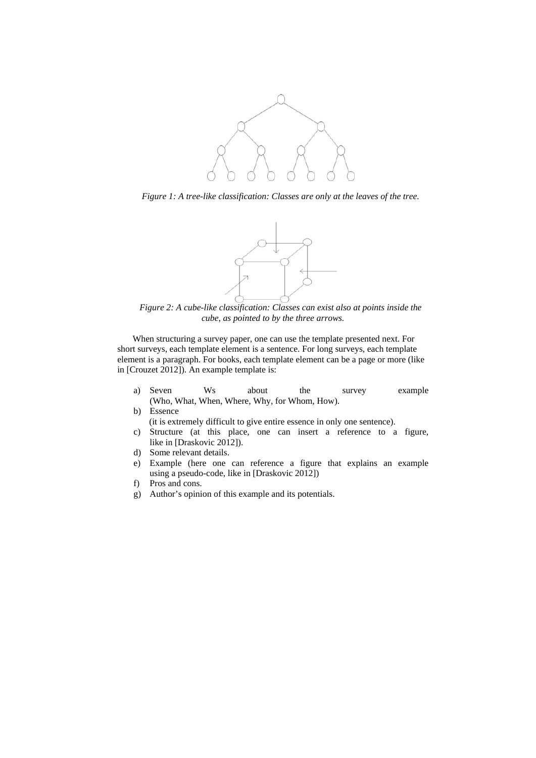*Figure 1: A tree-like classification: Classes are only at the leaves of the tree.*

*Figure 2: A cube-like classification: Classes can exist also at points inside the cube, as pointed to by the three arrows.*

When structuring a survey paper, one can use the template presented next. For short surveys, each template element is a sentence. For long surveys, each template element is a paragraph. For books, each template element can be a page or more (like in [Crouzet 2012]). An example template is:

a) Seven Ws about the survey example (Who, What, When, Where, Why, for Whom, How).
b) Essence (it is extremely difficult to give entire essence in only one sentence).
c) Structure (at this place, one can insert a reference to a figure, like in [Draskovic 2012]).
d) Some relevant details.
e) Example (here one can reference a figure that explains an example using a pseudo-code, like in [Draskovic 2012])
f) Pros and cons.
g) Author's opinion of this example and its potentials.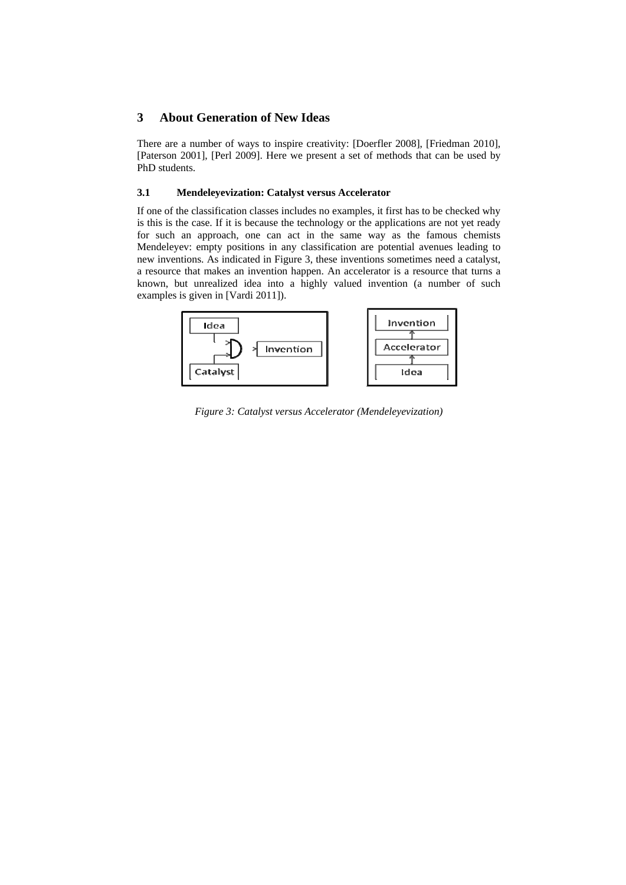# 3 About Generation of New Ideas

There are a number of ways to inspire creativity: [Doerfler 2008], [Friedman 2010], [Paterson 2001], [Perl 2009]. Here we present a set of methods that can be used by PhD students.

## 3.1 Mendeleyevization: Catalyst versus Accelerator

If one of the classification classes includes no examples, it first has to be checked why is this is the case. If it is because the technology or the applications are not yet ready for such an approach, one can act in the same way as the famous chemists Mendeleyev: empty positions in any classification are potential avenues leading to new inventions. As indicated in Figure 3, these inventions sometimes need a catalyst, a resource that makes an invention happen. An accelerator is a resource that turns a known, but unrealized idea into a highly valued invention (a number of such examples is given in [Vardi 2011]).

*Figure 3: Catalyst versus Accelerator (Mendeleyevization)*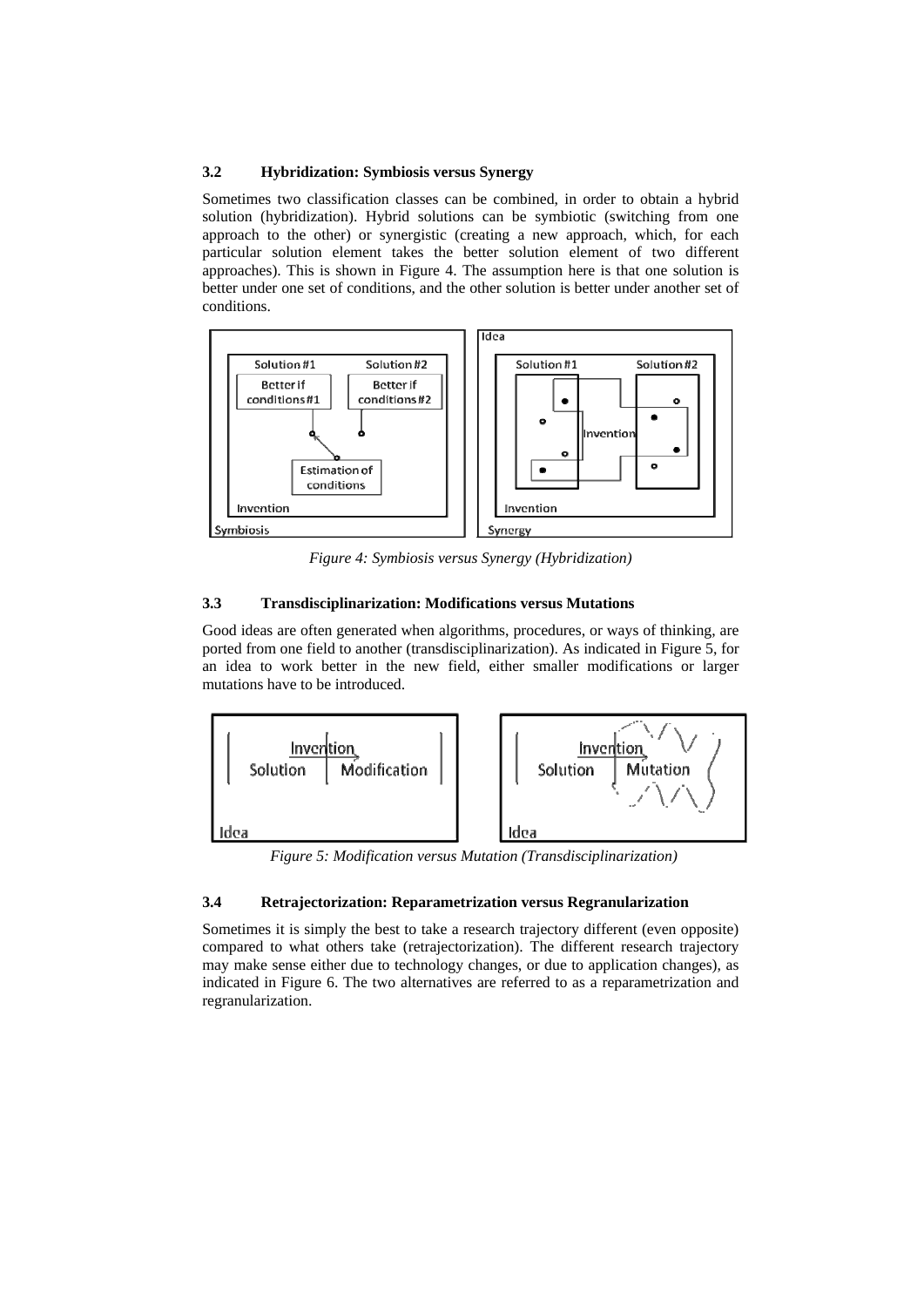### 3.2 Hybridization: Symbiosis versus Synergy

Sometimes two classification classes can be combined, in order to obtain a hybrid solution (hybridization). Hybrid solutions can be symbiotic (switching from one approach to the other) or synergistic (creating a new approach, which, for each particular solution element takes the better solution element of two different approaches). This is shown in Figure 4. The assumption here is that one solution is better under one set of conditions, and the other solution is better under another set of conditions.

*Figure 4: Symbiosis versus Synergy (Hybridization)*

### 3.3 Transdisciplinarization: Modifications versus Mutations

Good ideas are often generated when algorithms, procedures, or ways of thinking, are ported from one field to another (transdisciplinarization). As indicated in Figure 5, for an idea to work better in the new field, either smaller modifications or larger mutations have to be introduced.

*Figure 5: Modification versus Mutation (Transdisciplinarization)*

### 3.4 Retrajectorization: Reparametrization versus Regranularization

Sometimes it is simply the best to take a research trajectory different (even opposite) compared to what others take (retrajectorization). The different research trajectory may make sense either due to technology changes, or due to application changes), as indicated in Figure 6. The two alternatives are referred to as a reparametrization and regranularization.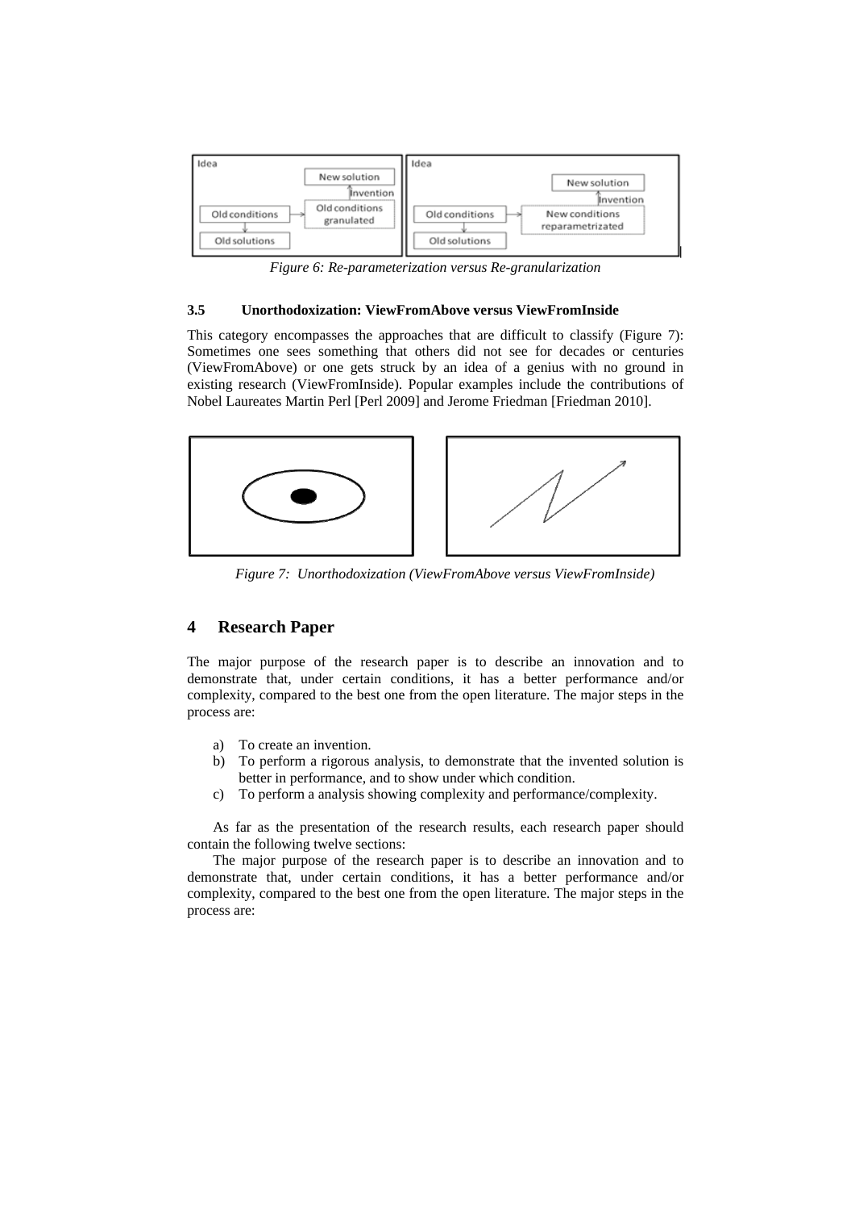Figure 6: Re-parameterization versus Re-granularization

### 3.5 Unorthodoxization: ViewFromAbove versus ViewFromInside

This category encompasses the approaches that are difficult to classify (Figure 7): Sometimes one sees something that others did not see for decades or centuries (ViewFromAbove) or one gets struck by an idea of a genius with no ground in existing research (ViewFromInside). Popular examples include the contributions of Nobel Laureates Martin Perl [Perl 2009] and Jerome Friedman [Friedman 2010].

*Figure 7: Unorthodoxization (ViewFromAbove versus ViewFromInside)*

## 4 Research Paper

The major purpose of the research paper is to describe an innovation and to demonstrate that, under certain conditions, it has a better performance and/or complexity, compared to the best one from the open literature. The major steps in the process are:

a) To create an invention.
b) To perform a rigorous analysis, to demonstrate that the invented solution is better in performance, and to show under which condition.
c) To perform a analysis showing complexity and performance/complexity.

As far as the presentation of the research results, each research paper should contain the following twelve sections:

The major purpose of the research paper is to describe an innovation and to demonstrate that, under certain conditions, it has a better performance and/or complexity, compared to the best one from the open literature. The major steps in the process are: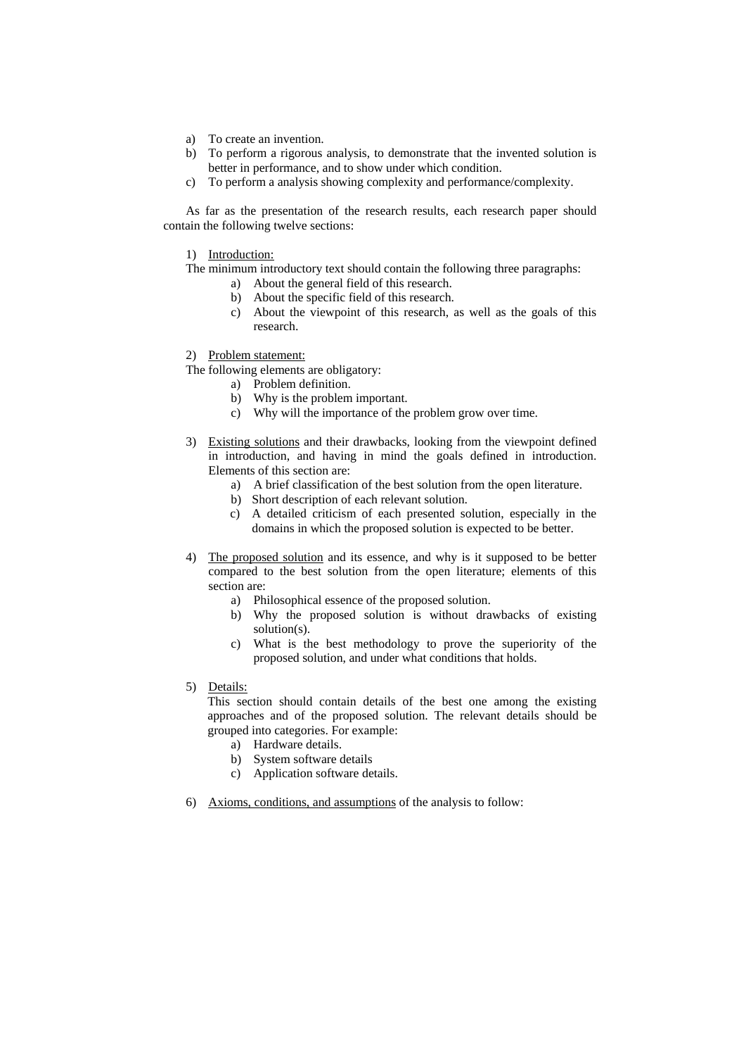a) To create an invention.
b) To perform a rigorous analysis, to demonstrate that the invented solution is better in performance, and to show under which condition.
c) To perform a analysis showing complexity and performance/complexity.

As far as the presentation of the research results, each research paper should contain the following twelve sections:

1) Introduction:

The minimum introductory text should contain the following three paragraphs:

a) About the general field of this research.
b) About the specific field of this research.
c) About the viewpoint of this research, as well as the goals of this research.

2) Problem statement:

The following elements are obligatory:

a) Problem definition.
b) Why is the problem important.
c) Why will the importance of the problem grow over time.

3) Existing solutions and their drawbacks, looking from the viewpoint defined in introduction, and having in mind the goals defined in introduction. Elements of this section are:

a) A brief classification of the best solution from the open literature.
b) Short description of each relevant solution.
c) A detailed criticism of each presented solution, especially in the domains in which the proposed solution is expected to be better.

4) The proposed solution and its essence, and why is it supposed to be better compared to the best solution from the open literature; elements of this section are:

a) Philosophical essence of the proposed solution.
b) Why the proposed solution is without drawbacks of existing solution(s).
c) What is the best methodology to prove the superiority of the proposed solution, and under what conditions that holds.

5) Details:

This section should contain details of the best one among the existing approaches and of the proposed solution. The relevant details should be grouped into categories. For example:

a) Hardware details.
b) System software details
c) Application software details.

6) Axioms, conditions, and assumptions of the analysis to follow: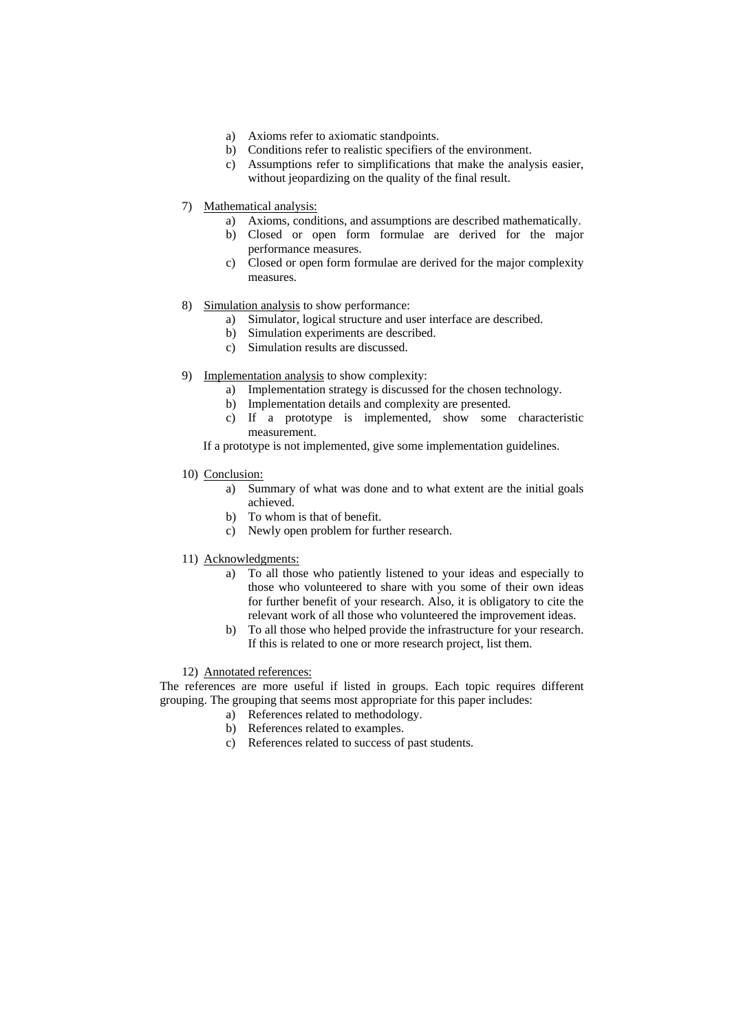a) Axioms refer to axiomatic standpoints.
b) Conditions refer to realistic specifiers of the environment.
c) Assumptions refer to simplifications that make the analysis easier, without jeopardizing on the quality of the final result.

7) Mathematical analysis:
   a) Axioms, conditions, and assumptions are described mathematically.
   b) Closed or open form formulae are derived for the major performance measures.
   c) Closed or open form formulae are derived for the major complexity measures.

8) Simulation analysis to show performance:
   a) Simulator, logical structure and user interface are described.
   b) Simulation experiments are described.
   c) Simulation results are discussed.

9) Implementation analysis to show complexity:
   a) Implementation strategy is discussed for the chosen technology.
   b) Implementation details and complexity are presented.
   c) If a prototype is implemented, show some characteristic measurement.

   If a prototype is not implemented, give some implementation guidelines.

10) Conclusion:
   a) Summary of what was done and to what extent are the initial goals achieved.
   b) To whom is that of benefit.
   c) Newly open problem for further research.

11) Acknowledgments:
   a) To all those who patiently listened to your ideas and especially to those who volunteered to share with you some of their own ideas for further benefit of your research. Also, it is obligatory to cite the relevant work of all those who volunteered the improvement ideas.
   b) To all those who helped provide the infrastructure for your research. If this is related to one or more research project, list them.

12) Annotated references:

The references are more useful if listed in groups. Each topic requires different grouping. The grouping that seems most appropriate for this paper includes:

   a) References related to methodology.
   b) References related to examples.
   c) References related to success of past students.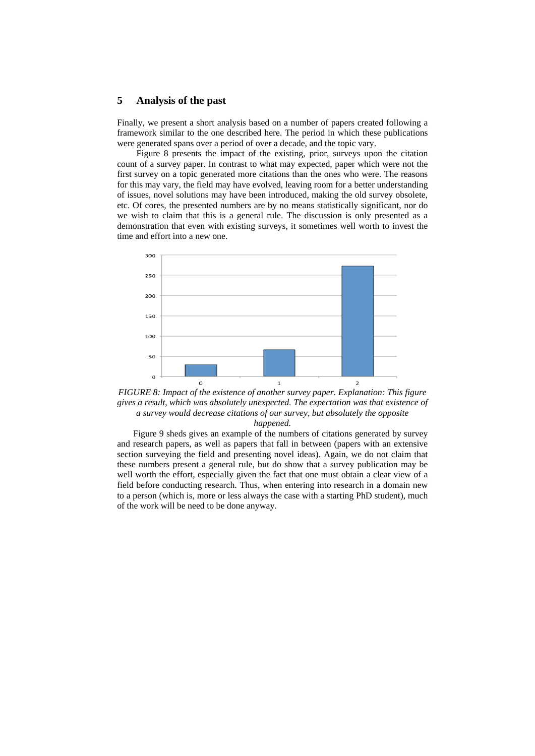## 5 Analysis of the past

Finally, we present a short analysis based on a number of papers created following a framework similar to the one described here. The period in which these publications were generated spans over a period of over a decade, and the topic vary.

Figure 8 presents the impact of the existing, prior, surveys upon the citation count of a survey paper. In contrast to what may expected, paper which were not the first survey on a topic generated more citations than the ones who were. The reasons for this may vary, the field may have evolved, leaving room for a better understanding of issues, novel solutions may have been introduced, making the old survey obsolete, etc. Of cores, the presented numbers are by no means statistically significant, nor do we wish to claim that this is a general rule. The discussion is only presented as a demonstration that even with existing surveys, it sometimes well worth to invest the time and effort into a new one.

*FIGURE 8: Impact of the existence of another survey paper. Explanation: This figure gives a result, which was absolutely unexpected. The expectation was that existence of a survey would decrease citations of our survey, but absolutely the opposite happened.*

Figure 9 sheds gives an example of the numbers of citations generated by survey and research papers, as well as papers that fall in between (papers with an extensive section surveying the field and presenting novel ideas). Again, we do not claim that these numbers present a general rule, but do show that a survey publication may be well worth the effort, especially given the fact that one must obtain a clear view of a field before conducting research. Thus, when entering into research in a domain new to a person (which is, more or less always the case with a starting PhD student), much of the work will be need to be done anyway.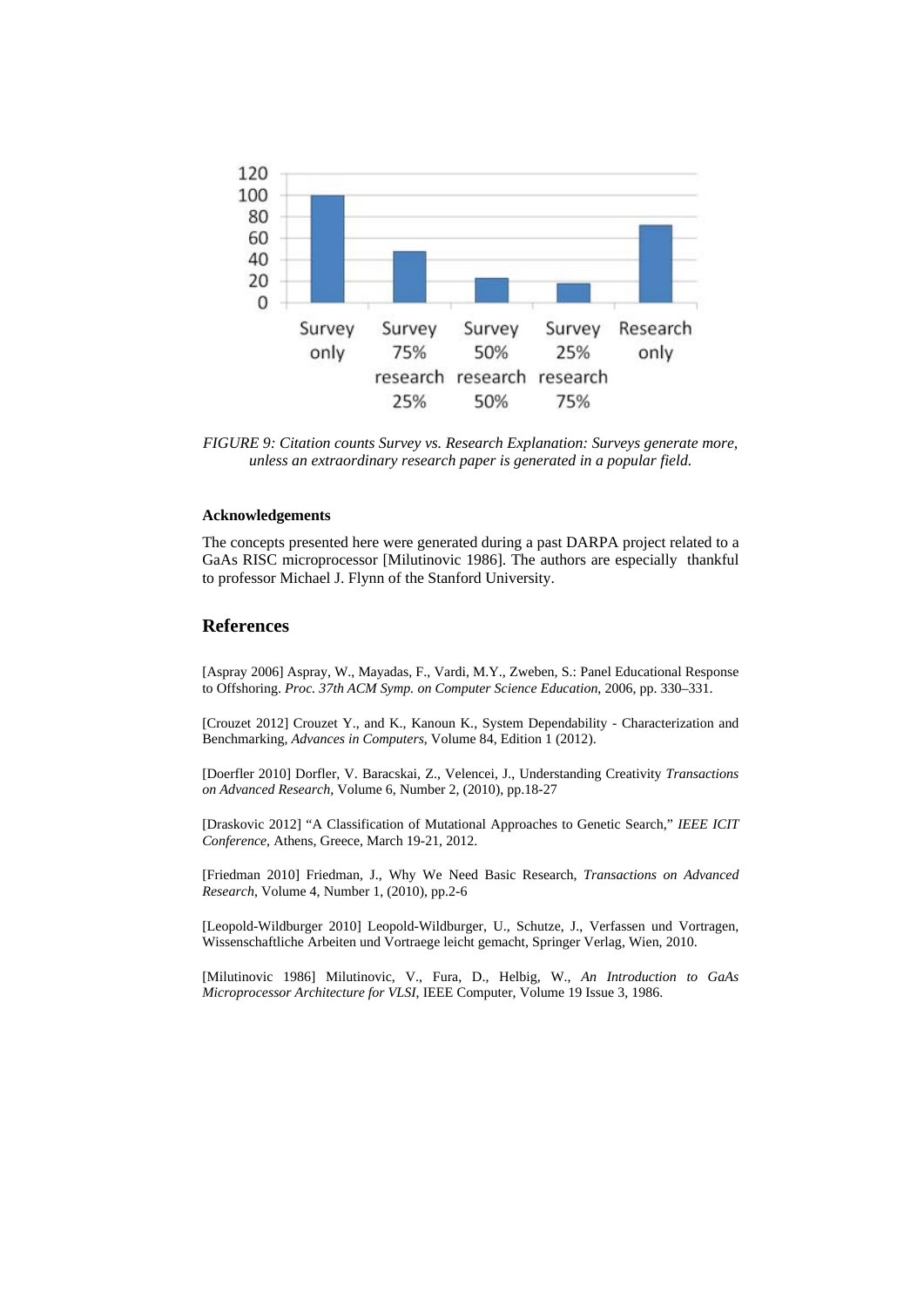*FIGURE 9: Citation counts Survey vs. Research Explanation: Surveys generate more, unless an extraordinary research paper is generated in a popular field.*

**Acknowledgements**

The concepts presented here were generated during a past DARPA project related to a GaAs RISC microprocessor [Milutinovic 1986]. The authors are especially thankful to professor Michael J. Flynn of the Stanford University.

## References

[Aspray 2006] Aspray, W., Mayadas, F., Vardi, M.Y., Zweben, S.: Panel Educational Response to Offshoring. *Proc. 37th ACM Symp. on Computer Science Education*, 2006, pp. 330–331.

[Crouzet 2012] Crouzet Y., and K., Kanoun K., System Dependability - Characterization and Benchmarking, *Advances in Computers*, Volume 84, Edition 1 (2012).

[Doerfler 2010] Dorfler, V. Baracskai, Z., Velencei, J., Understanding Creativity *Transactions on Advanced Research*, Volume 6, Number 2, (2010), pp.18-27

[Draskovic 2012] "A Classification of Mutational Approaches to Genetic Search," *IEEE ICIT Conference*, Athens, Greece, March 19-21, 2012.

[Friedman 2010] Friedman, J., Why We Need Basic Research, *Transactions on Advanced Research*, Volume 4, Number 1, (2010), pp.2-6

[Leopold-Wildburger 2010] Leopold-Wildburger, U., Schutze, J., Verfassen und Vortragen, Wissenschaftliche Arbeiten und Vortraege leicht gemacht, Springer Verlag, Wien, 2010.

[Milutinovic 1986] Milutinovic, V., Fura, D., Helbig, W., *An Introduction to GaAs Microprocessor Architecture for VLSI*, IEEE Computer, Volume 19 Issue 3, 1986.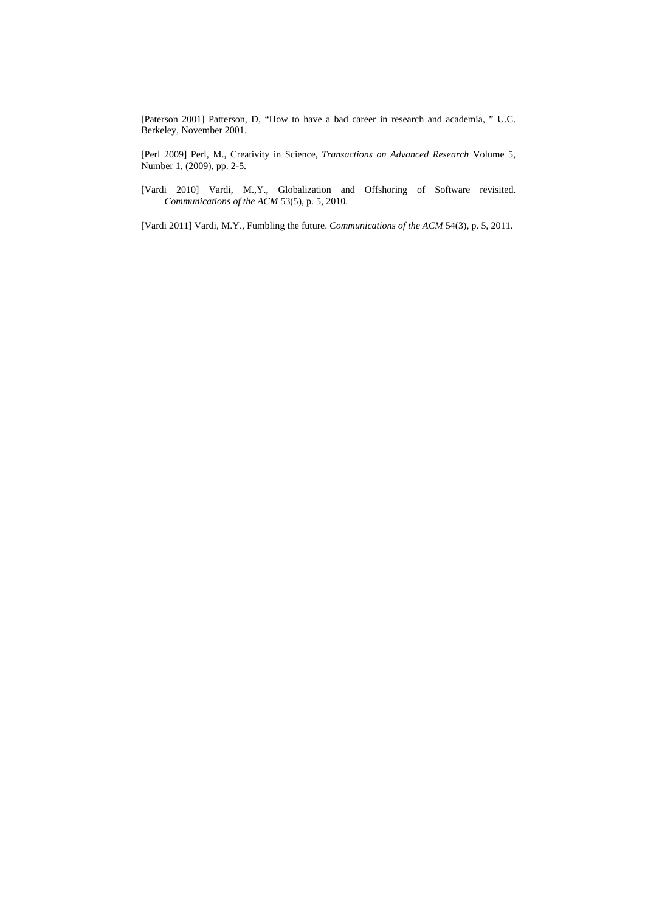[Paterson 2001] Patterson, D, "How to have a bad career in research and academia, " U.C. Berkeley, November 2001.

[Perl 2009] Perl, M., Creativity in Science, *Transactions on Advanced Research* Volume 5, Number 1, (2009), pp. 2-5.

[Vardi 2010] Vardi, M.,Y., Globalization and Offshoring of Software revisited. *Communications of the ACM* 53(5), p. 5, 2010.

[Vardi 2011] Vardi, M.Y., Fumbling the future. *Communications of the ACM* 54(3), p. 5, 2011.